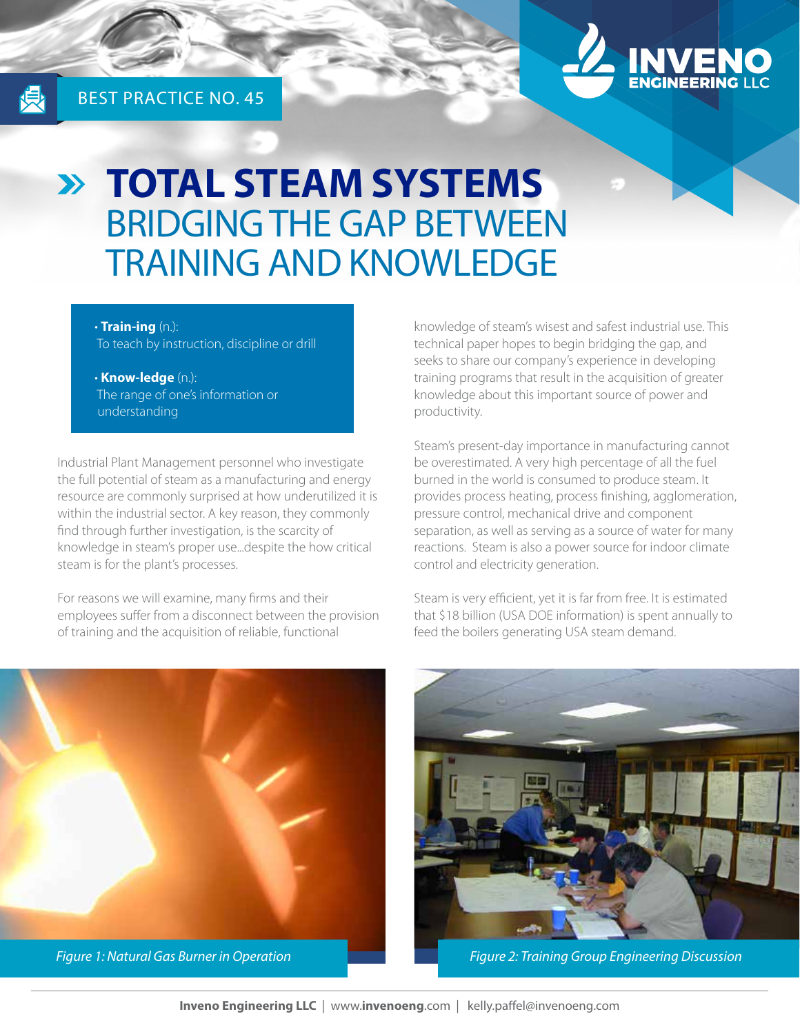BEST PRACTICE NO. 45

# TOTAL STEAM SYSTEMS
## BRIDGING THE GAP BETWEEN TRAINING AND KNOWLEDGE

- **Train-ing** (n.): To teach by instruction, discipline or drill
- **Know-ledge** (n.): The range of one's information or understanding

Industrial Plant Management personnel who investigate the full potential of steam as a manufacturing and energy resource are commonly surprised at how underutilized it is within the industrial sector. A key reason, they commonly find through further investigation, is the scarcity of knowledge in steam's proper use...despite the how critical steam is for the plant's processes.

For reasons we will examine, many firms and their employees suffer from a disconnect between the provision of training and the acquisition of reliable, functional knowledge of steam's wisest and safest industrial use. This technical paper hopes to begin bridging the gap, and seeks to share our company's experience in developing training programs that result in the acquisition of greater knowledge about this important source of power and productivity.

Steam's present-day importance in manufacturing cannot be overestimated. A very high percentage of all the fuel burned in the world is consumed to produce steam. It provides process heating, process finishing, agglomeration, pressure control, mechanical drive and component separation, as well as serving as a source of water for many reactions. Steam is also a power source for indoor climate control and electricity generation.

Steam is very efficient, yet it is far from free. It is estimated that $18 billion (USA DOE information) is spent annually to feed the boilers generating USA steam demand.

*Figure 1: Natural Gas Burner in Operation*

*Figure 2: Training Group Engineering Discussion*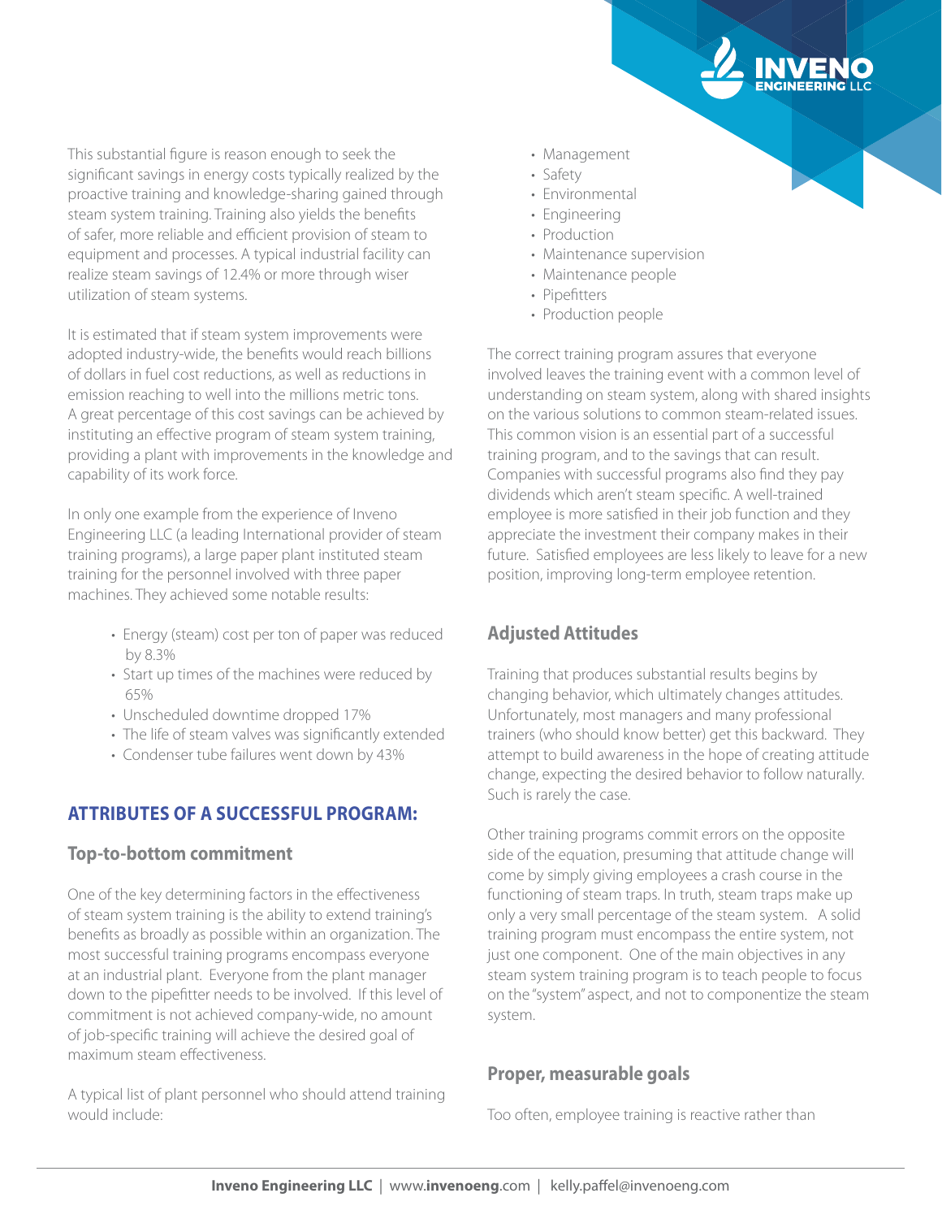This substantial figure is reason enough to seek the significant savings in energy costs typically realized by the proactive training and knowledge-sharing gained through steam system training. Training also yields the benefits of safer, more reliable and efficient provision of steam to equipment and processes. A typical industrial facility can realize steam savings of 12.4% or more through wiser utilization of steam systems.

It is estimated that if steam system improvements were adopted industry-wide, the benefits would reach billions of dollars in fuel cost reductions, as well as reductions in emission reaching to well into the millions metric tons. A great percentage of this cost savings can be achieved by instituting an effective program of steam system training, providing a plant with improvements in the knowledge and capability of its work force.

In only one example from the experience of Inveno Engineering LLC (a leading International provider of steam training programs), a large paper plant instituted steam training for the personnel involved with three paper machines. They achieved some notable results:

- Energy (steam) cost per ton of paper was reduced by 8.3%
- Start up times of the machines were reduced by 65%
- Unscheduled downtime dropped 17%
- The life of steam valves was significantly extended
- Condenser tube failures went down by 43%

## ATTRIBUTES OF A SUCCESSFUL PROGRAM:

### Top-to-bottom commitment

One of the key determining factors in the effectiveness of steam system training is the ability to extend training's benefits as broadly as possible within an organization. The most successful training programs encompass everyone at an industrial plant. Everyone from the plant manager down to the pipefitter needs to be involved. If this level of commitment is not achieved company-wide, no amount of job-specific training will achieve the desired goal of maximum steam effectiveness.

A typical list of plant personnel who should attend training would include:

- Management
- Safety
- Environmental
- Engineering
- Production
- Maintenance supervision
- Maintenance people
- Pipefitters
- Production people

The correct training program assures that everyone involved leaves the training event with a common level of understanding on steam system, along with shared insights on the various solutions to common steam-related issues. This common vision is an essential part of a successful training program, and to the savings that can result. Companies with successful programs also find they pay dividends which aren't steam specific. A well-trained employee is more satisfied in their job function and they appreciate the investment their company makes in their future. Satisfied employees are less likely to leave for a new position, improving long-term employee retention.

### Adjusted Attitudes

Training that produces substantial results begins by changing behavior, which ultimately changes attitudes. Unfortunately, most managers and many professional trainers (who should know better) get this backward. They attempt to build awareness in the hope of creating attitude change, expecting the desired behavior to follow naturally. Such is rarely the case.

Other training programs commit errors on the opposite side of the equation, presuming that attitude change will come by simply giving employees a crash course in the functioning of steam traps. In truth, steam traps make up only a very small percentage of the steam system. A solid training program must encompass the entire system, not just one component. One of the main objectives in any steam system training program is to teach people to focus on the "system" aspect, and not to componentize the steam system.

### Proper, measurable goals

Too often, employee training is reactive rather than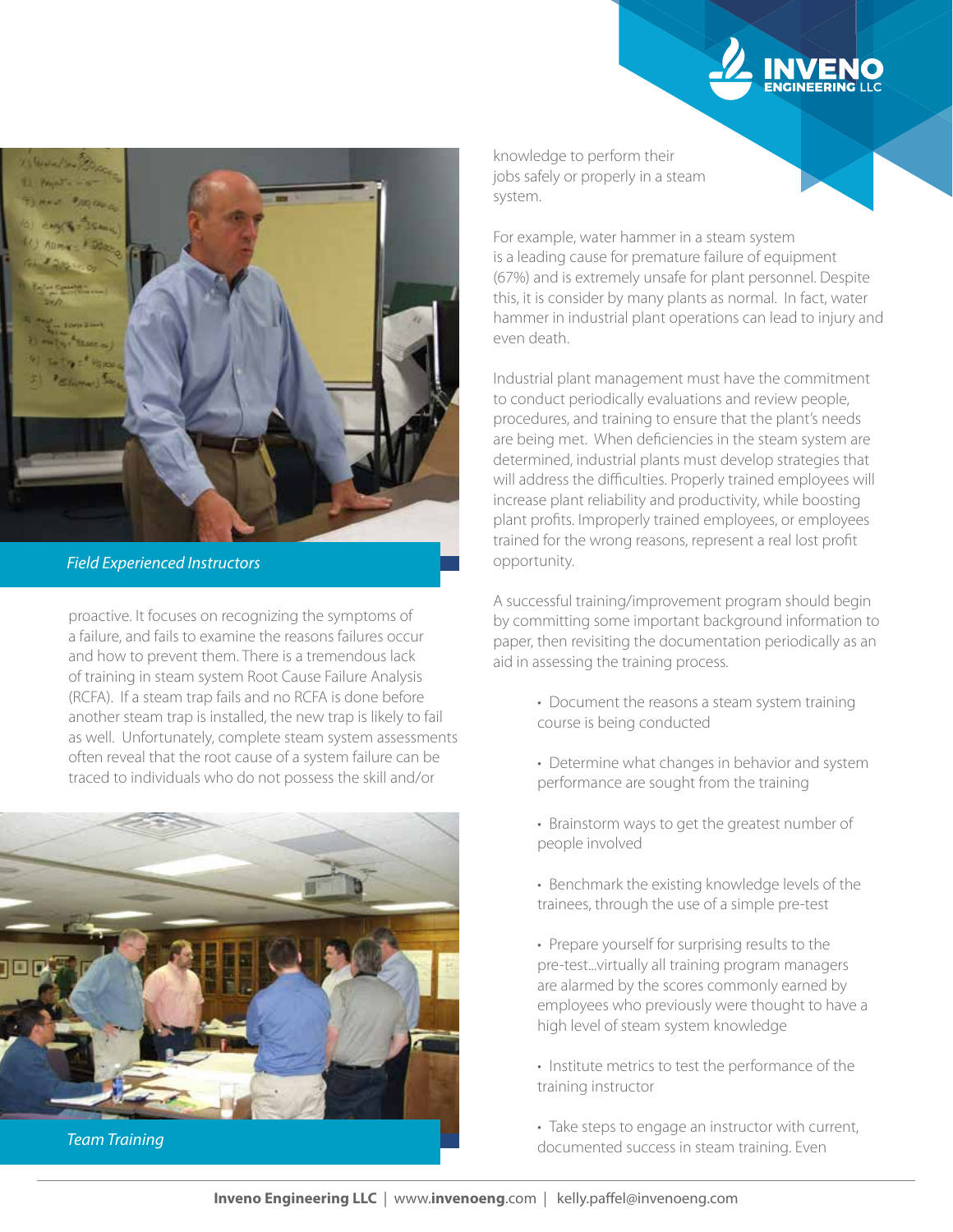*Field Experienced Instructors*

proactive. It focuses on recognizing the symptoms of a failure, and fails to examine the reasons failures occur and how to prevent them. There is a tremendous lack of training in steam system Root Cause Failure Analysis (RCFA). If a steam trap fails and no RCFA is done before another steam trap is installed, the new trap is likely to fail as well. Unfortunately, complete steam system assessments often reveal that the root cause of a system failure can be traced to individuals who do not possess the skill and/or knowledge to perform their jobs safely or properly in a steam system.

*Team Training*

For example, water hammer in a steam system is a leading cause for premature failure of equipment (67%) and is extremely unsafe for plant personnel. Despite this, it is consider by many plants as normal. In fact, water hammer in industrial plant operations can lead to injury and even death.

Industrial plant management must have the commitment to conduct periodically evaluations and review people, procedures, and training to ensure that the plant's needs are being met. When deficiencies in the steam system are determined, industrial plants must develop strategies that will address the difficulties. Properly trained employees will increase plant reliability and productivity, while boosting plant profits. Improperly trained employees, or employees trained for the wrong reasons, represent a real lost profit opportunity.

A successful training/improvement program should begin by committing some important background information to paper, then revisiting the documentation periodically as an aid in assessing the training process.

- Document the reasons a steam system training course is being conducted
- Determine what changes in behavior and system performance are sought from the training
- Brainstorm ways to get the greatest number of people involved
- Benchmark the existing knowledge levels of the trainees, through the use of a simple pre-test
- Prepare yourself for surprising results to the pre-test...virtually all training program managers are alarmed by the scores commonly earned by employees who previously were thought to have a high level of steam system knowledge
- Institute metrics to test the performance of the training instructor
- Take steps to engage an instructor with current, documented success in steam training. Even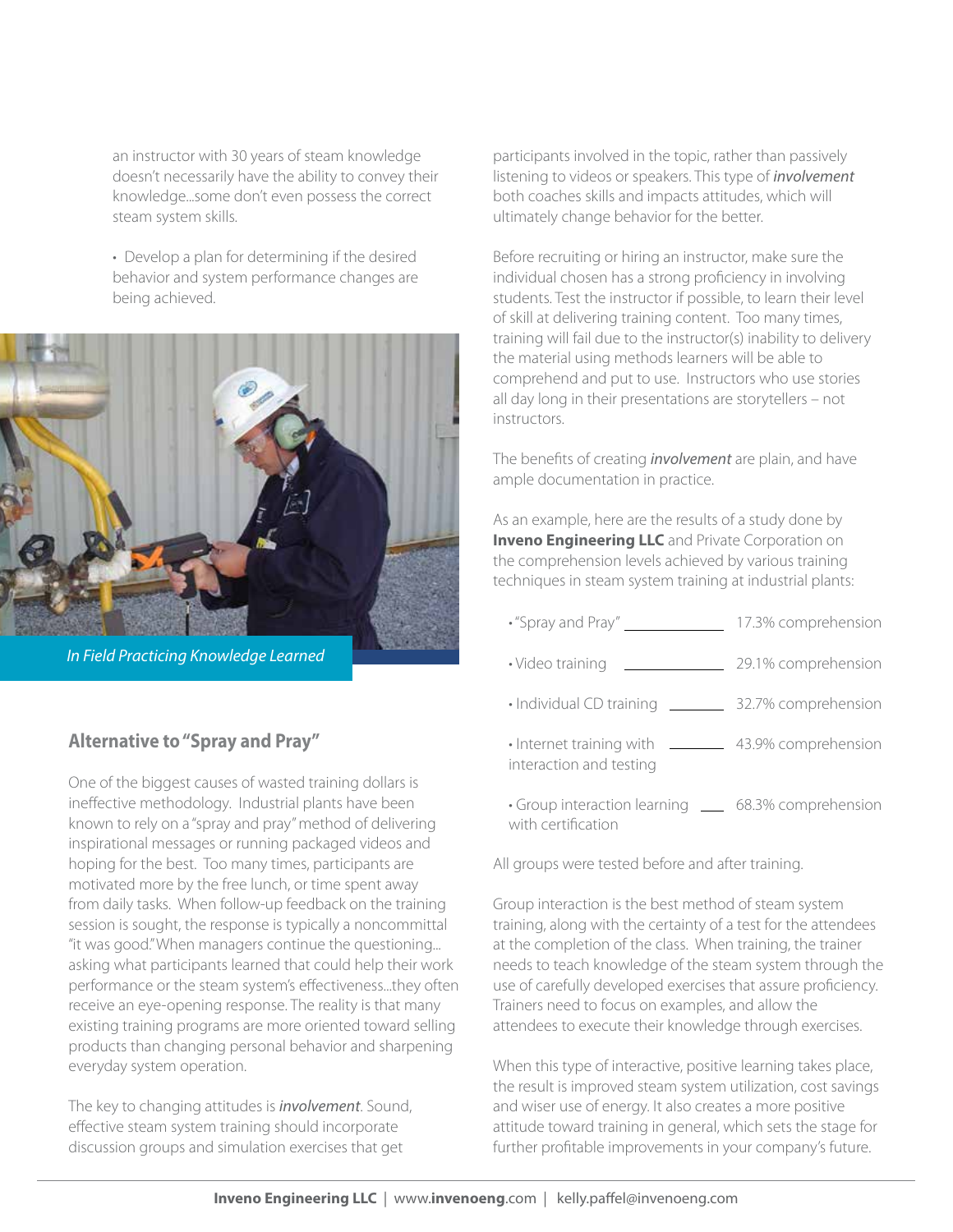an instructor with 30 years of steam knowledge doesn't necessarily have the ability to convey their knowledge...some don't even possess the correct steam system skills.

- Develop a plan for determining if the desired behavior and system performance changes are being achieved.

*In Field Practicing Knowledge Learned*

## Alternative to "Spray and Pray"

One of the biggest causes of wasted training dollars is ineffective methodology. Industrial plants have been known to rely on a "spray and pray" method of delivering inspirational messages or running packaged videos and hoping for the best. Too many times, participants are motivated more by the free lunch, or time spent away from daily tasks. When follow-up feedback on the training session is sought, the response is typically a noncommittal "it was good." When managers continue the questioning... asking what participants learned that could help their work performance or the steam system's effectiveness...they often receive an eye-opening response. The reality is that many existing training programs are more oriented toward selling products than changing personal behavior and sharpening everyday system operation.

The key to changing attitudes is ***involvement***. Sound, effective steam system training should incorporate discussion groups and simulation exercises that get participants involved in the topic, rather than passively listening to videos or speakers. This type of ***involvement*** both coaches skills and impacts attitudes, which will ultimately change behavior for the better.

Before recruiting or hiring an instructor, make sure the individual chosen has a strong proficiency in involving students. Test the instructor if possible, to learn their level of skill at delivering training content. Too many times, training will fail due to the instructor(s) inability to delivery the material using methods learners will be able to comprehend and put to use. Instructors who use stories all day long in their presentations are storytellers – not instructors.

The benefits of creating ***involvement*** are plain, and have ample documentation in practice.

As an example, here are the results of a study done by **Inveno Engineering LLC** and Private Corporation on the comprehension levels achieved by various training techniques in steam system training at industrial plants:

- "Spray and Pray" ____________ 17.3% comprehension
- Video training ____________ 29.1% comprehension
- Individual CD training ______ 32.7% comprehension
- Internet training with interaction and testing ______ 43.9% comprehension
- Group interaction learning with certification ___ 68.3% comprehension

All groups were tested before and after training.

Group interaction is the best method of steam system training, along with the certainty of a test for the attendees at the completion of the class. When training, the trainer needs to teach knowledge of the steam system through the use of carefully developed exercises that assure proficiency. Trainers need to focus on examples, and allow the attendees to execute their knowledge through exercises.

When this type of interactive, positive learning takes place, the result is improved steam system utilization, cost savings and wiser use of energy. It also creates a more positive attitude toward training in general, which sets the stage for further profitable improvements in your company's future.

**Inveno Engineering LLC** | www.**invenoeng**.com | kelly.paffel@invenoeng.com